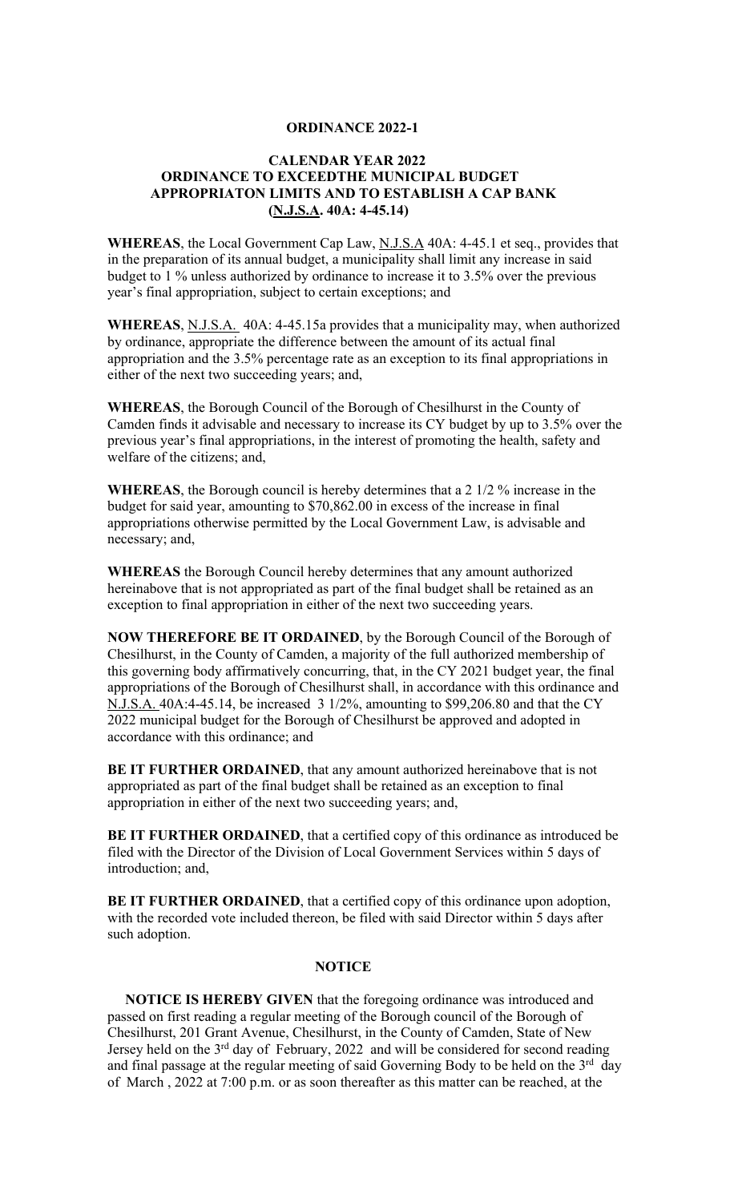**ORDINANCE 2022-1**

**CALENDAR YEAR 2022**
**ORDINANCE TO EXCEEDTHE MUNICIPAL BUDGET APPROPRIATON LIMITS AND TO ESTABLISH A CAP BANK (N.J.S.A. 40A: 4-45.14)**

**WHEREAS**, the Local Government Cap Law, N.J.S.A 40A: 4-45.1 et seq., provides that in the preparation of its annual budget, a municipality shall limit any increase in said budget to 1 % unless authorized by ordinance to increase it to 3.5% over the previous year's final appropriation, subject to certain exceptions; and

**WHEREAS**, N.J.S.A. 40A: 4-45.15a provides that a municipality may, when authorized by ordinance, appropriate the difference between the amount of its actual final appropriation and the 3.5% percentage rate as an exception to its final appropriations in either of the next two succeeding years; and,

**WHEREAS**, the Borough Council of the Borough of Chesilhurst in the County of Camden finds it advisable and necessary to increase its CY budget by up to 3.5% over the previous year's final appropriations, in the interest of promoting the health, safety and welfare of the citizens; and,

**WHEREAS**, the Borough council is hereby determines that a 2 1/2 % increase in the budget for said year, amounting to $70,862.00 in excess of the increase in final appropriations otherwise permitted by the Local Government Law, is advisable and necessary; and,

**WHEREAS** the Borough Council hereby determines that any amount authorized hereinabove that is not appropriated as part of the final budget shall be retained as an exception to final appropriation in either of the next two succeeding years.

**NOW THEREFORE BE IT ORDAINED**, by the Borough Council of the Borough of Chesilhurst, in the County of Camden, a majority of the full authorized membership of this governing body affirmatively concurring, that, in the CY 2021 budget year, the final appropriations of the Borough of Chesilhurst shall, in accordance with this ordinance and N.J.S.A. 40A:4-45.14, be increased 3 1/2%, amounting to $99,206.80 and that the CY 2022 municipal budget for the Borough of Chesilhurst be approved and adopted in accordance with this ordinance; and

**BE IT FURTHER ORDAINED**, that any amount authorized hereinabove that is not appropriated as part of the final budget shall be retained as an exception to final appropriation in either of the next two succeeding years; and,

**BE IT FURTHER ORDAINED**, that a certified copy of this ordinance as introduced be filed with the Director of the Division of Local Government Services within 5 days of introduction; and,

**BE IT FURTHER ORDAINED**, that a certified copy of this ordinance upon adoption, with the recorded vote included thereon, be filed with said Director within 5 days after such adoption.

**NOTICE**

**NOTICE IS HEREBY GIVEN** that the foregoing ordinance was introduced and passed on first reading a regular meeting of the Borough council of the Borough of Chesilhurst, 201 Grant Avenue, Chesilhurst, in the County of Camden, State of New Jersey held on the 3rd day of February, 2022 and will be considered for second reading and final passage at the regular meeting of said Governing Body to be held on the 3rd day of March , 2022 at 7:00 p.m. or as soon thereafter as this matter can be reached, at the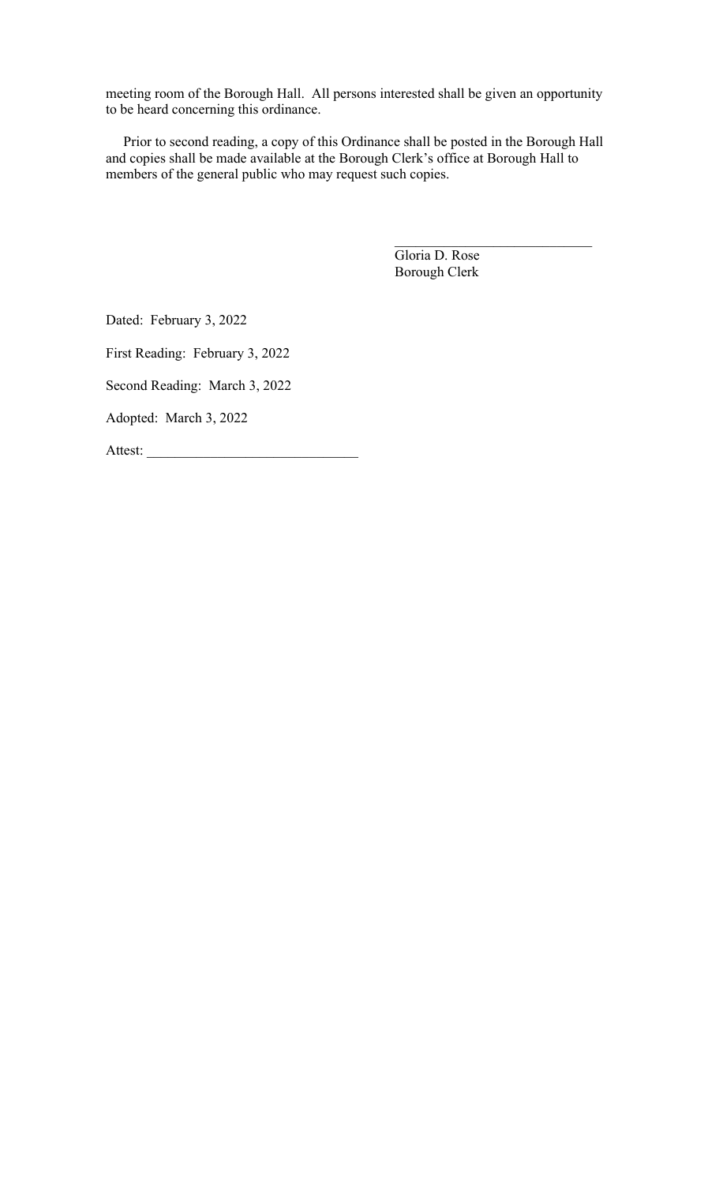meeting room of the Borough Hall. All persons interested shall be given an opportunity to be heard concerning this ordinance.

Prior to second reading, a copy of this Ordinance shall be posted in the Borough Hall and copies shall be made available at the Borough Clerk's office at Borough Hall to members of the general public who may request such copies.

\_\_\_\_\_\_\_\_\_\_\_\_\_\_\_\_\_\_\_\_\_\_\_\_\_\_\_\_
Gloria D. Rose
Borough Clerk

Dated: February 3, 2022

First Reading: February 3, 2022

Second Reading: March 3, 2022

Adopted: March 3, 2022

Attest: \_\_\_\_\_\_\_\_\_\_\_\_\_\_\_\_\_\_\_\_\_\_\_\_\_\_\_\_\_\_